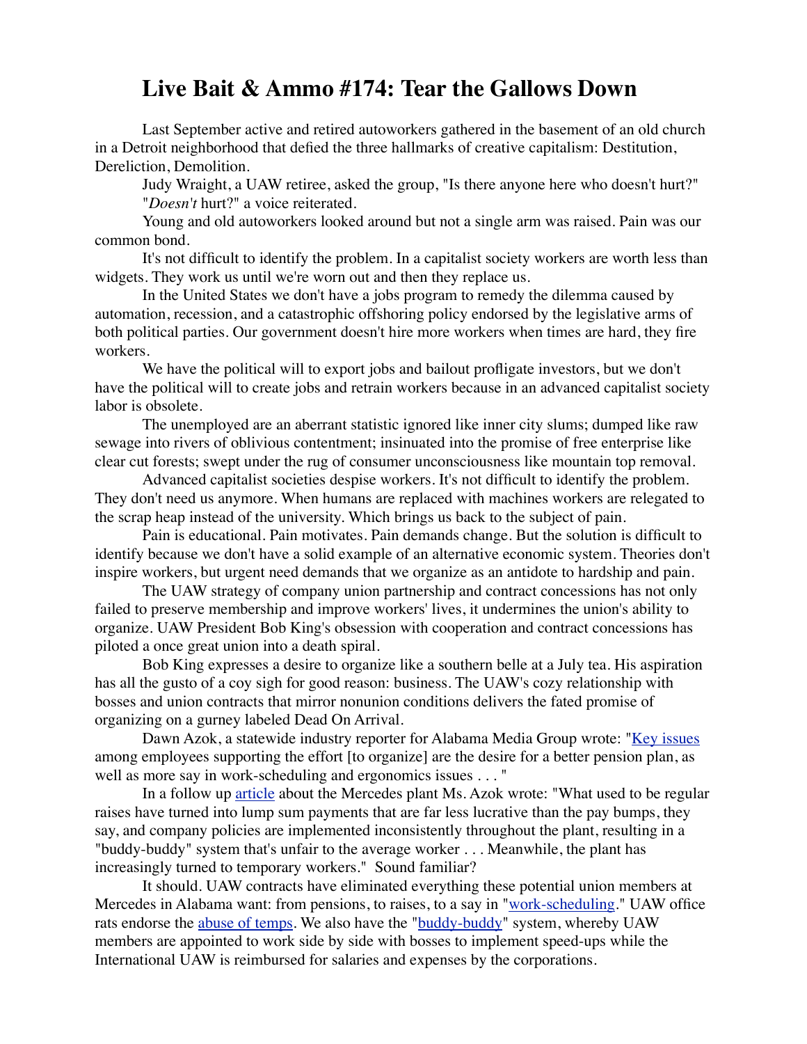# Live Bait & Ammo #174: Tear the Gallows Down

Last September active and retired autoworkers gathered in the basement of an old church in a Detroit neighborhood that defied the three hallmarks of creative capitalism: Destitution, Dereliction, Demolition.

Judy Wraight, a UAW retiree, asked the group, "Is there anyone here who doesn't hurt?"

"*Doesn't* hurt?" a voice reiterated.

Young and old autoworkers looked around but not a single arm was raised. Pain was our common bond.

It's not difficult to identify the problem. In a capitalist society workers are worth less than widgets. They work us until we're worn out and then they replace us.

In the United States we don't have a jobs program to remedy the dilemma caused by automation, recession, and a catastrophic offshoring policy endorsed by the legislative arms of both political parties. Our government doesn't hire more workers when times are hard, they fire workers.

We have the political will to export jobs and bailout profligate investors, but we don't have the political will to create jobs and retrain workers because in an advanced capitalist society labor is obsolete.

The unemployed are an aberrant statistic ignored like inner city slums; dumped like raw sewage into rivers of oblivious contentment; insinuated into the promise of free enterprise like clear cut forests; swept under the rug of consumer unconsciousness like mountain top removal.

Advanced capitalist societies despise workers. It's not difficult to identify the problem. They don't need us anymore. When humans are replaced with machines workers are relegated to the scrap heap instead of the university. Which brings us back to the subject of pain.

Pain is educational. Pain motivates. Pain demands change. But the solution is difficult to identify because we don't have a solid example of an alternative economic system. Theories don't inspire workers, but urgent need demands that we organize as an antidote to hardship and pain.

The UAW strategy of company union partnership and contract concessions has not only failed to preserve membership and improve workers' lives, it undermines the union's ability to organize. UAW President Bob King's obsession with cooperation and contract concessions has piloted a once great union into a death spiral.

Bob King expresses a desire to organize like a southern belle at a July tea. His aspiration has all the gusto of a coy sigh for good reason: business. The UAW's cozy relationship with bosses and union contracts that mirror nonunion conditions delivers the fated promise of organizing on a gurney labeled Dead On Arrival.

Dawn Azok, a statewide industry reporter for Alabama Media Group wrote: "Key issues among employees supporting the effort [to organize] are the desire for a better pension plan, as well as more say in work-scheduling and ergonomics issues . . . "

In a follow up article about the Mercedes plant Ms. Azok wrote: "What used to be regular raises have turned into lump sum payments that are far less lucrative than the pay bumps, they say, and company policies are implemented inconsistently throughout the plant, resulting in a "buddy-buddy" system that's unfair to the average worker . . . Meanwhile, the plant has increasingly turned to temporary workers." Sound familiar?

It should. UAW contracts have eliminated everything these potential union members at Mercedes in Alabama want: from pensions, to raises, to a say in "work-scheduling." UAW office rats endorse the abuse of temps. We also have the "buddy-buddy" system, whereby UAW members are appointed to work side by side with bosses to implement speed-ups while the International UAW is reimbursed for salaries and expenses by the corporations.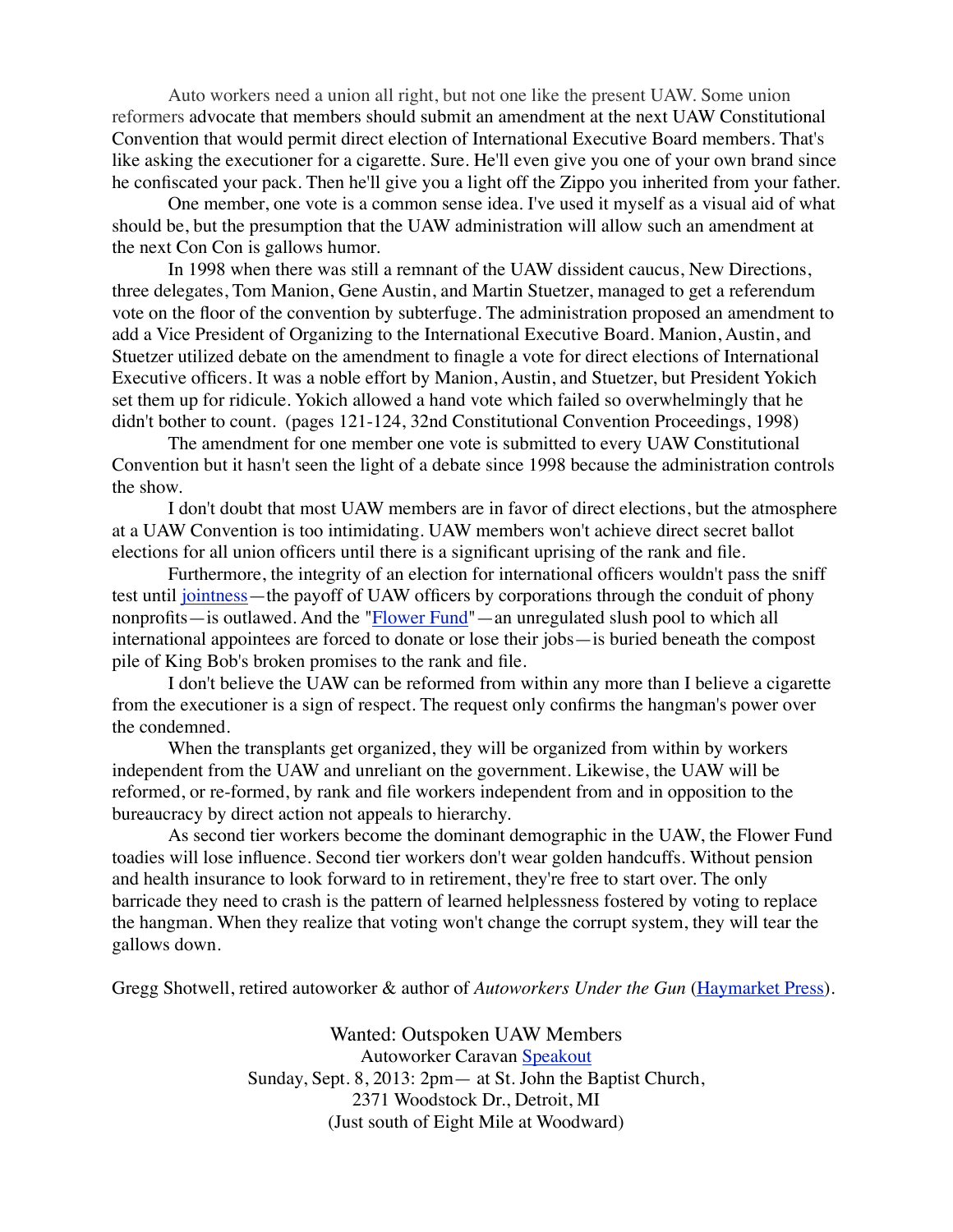Auto workers need a union all right, but not one like the present UAW. Some union reformers advocate that members should submit an amendment at the next UAW Constitutional Convention that would permit direct election of International Executive Board members. That's like asking the executioner for a cigarette. Sure. He'll even give you one of your own brand since he confiscated your pack. Then he'll give you a light off the Zippo you inherited from your father.

One member, one vote is a common sense idea. I've used it myself as a visual aid of what should be, but the presumption that the UAW administration will allow such an amendment at the next Con Con is gallows humor.

In 1998 when there was still a remnant of the UAW dissident caucus, New Directions, three delegates, Tom Manion, Gene Austin, and Martin Stuetzer, managed to get a referendum vote on the floor of the convention by subterfuge. The administration proposed an amendment to add a Vice President of Organizing to the International Executive Board. Manion, Austin, and Stuetzer utilized debate on the amendment to finagle a vote for direct elections of International Executive officers. It was a noble effort by Manion, Austin, and Stuetzer, but President Yokich set them up for ridicule. Yokich allowed a hand vote which failed so overwhelmingly that he didn't bother to count. (pages 121-124, 32nd Constitutional Convention Proceedings, 1998)

The amendment for one member one vote is submitted to every UAW Constitutional Convention but it hasn't seen the light of a debate since 1998 because the administration controls the show.

I don't doubt that most UAW members are in favor of direct elections, but the atmosphere at a UAW Convention is too intimidating. UAW members won't achieve direct secret ballot elections for all union officers until there is a significant uprising of the rank and file.

Furthermore, the integrity of an election for international officers wouldn't pass the sniff test until jointness—the payoff of UAW officers by corporations through the conduit of phony nonprofits—is outlawed. And the "Flower Fund"—an unregulated slush pool to which all international appointees are forced to donate or lose their jobs—is buried beneath the compost pile of King Bob's broken promises to the rank and file.

I don't believe the UAW can be reformed from within any more than I believe a cigarette from the executioner is a sign of respect. The request only confirms the hangman's power over the condemned.

When the transplants get organized, they will be organized from within by workers independent from the UAW and unreliant on the government. Likewise, the UAW will be reformed, or re-formed, by rank and file workers independent from and in opposition to the bureaucracy by direct action not appeals to hierarchy.

As second tier workers become the dominant demographic in the UAW, the Flower Fund toadies will lose influence. Second tier workers don't wear golden handcuffs. Without pension and health insurance to look forward to in retirement, they're free to start over. The only barricade they need to crash is the pattern of learned helplessness fostered by voting to replace the hangman. When they realize that voting won't change the corrupt system, they will tear the gallows down.

Gregg Shotwell, retired autoworker & author of *Autoworkers Under the Gun* (Haymarket Press).

Wanted: Outspoken UAW Members
Autoworker Caravan Speakout
Sunday, Sept. 8, 2013: 2pm— at St. John the Baptist Church,
2371 Woodstock Dr., Detroit, MI
(Just south of Eight Mile at Woodward)